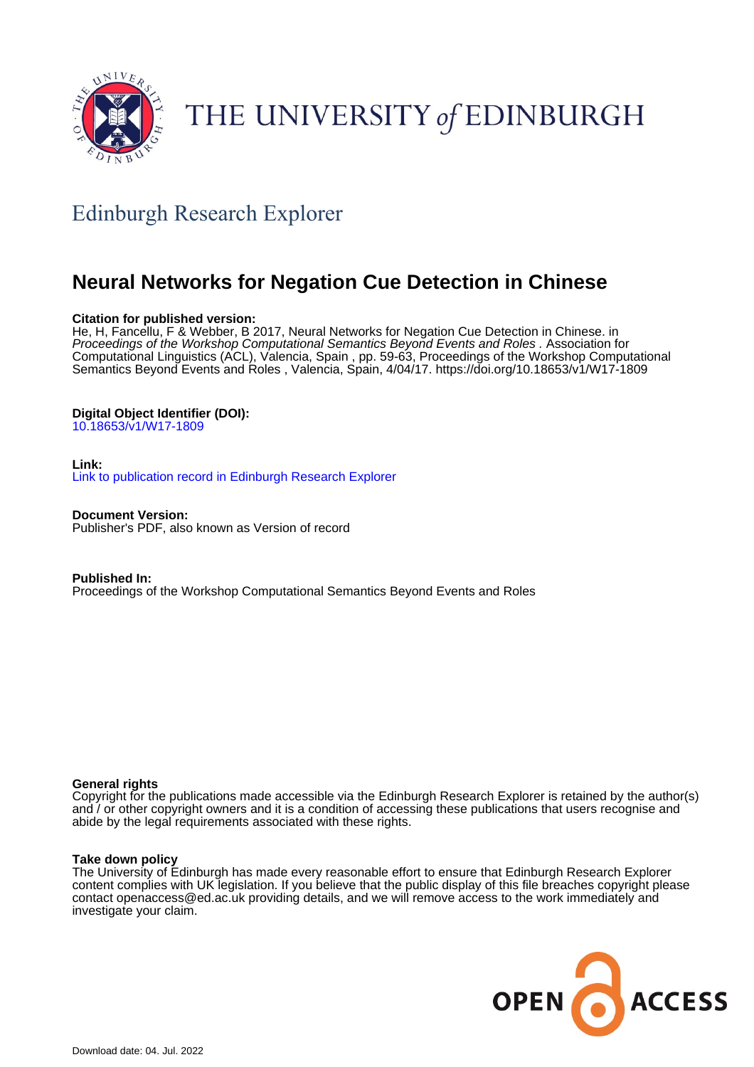THE UNIVERSITY *of* EDINBURGH

## Edinburgh Research Explorer

# Neural Networks for Negation Cue Detection in Chinese

**Citation for published version:**
He, H, Fancellu, F & Webber, B 2017, Neural Networks for Negation Cue Detection in Chinese. in *Proceedings of the Workshop Computational Semantics Beyond Events and Roles* . Association for Computational Linguistics (ACL), Valencia, Spain , pp. 59-63, Proceedings of the Workshop Computational Semantics Beyond Events and Roles , Valencia, Spain, 4/04/17. https://doi.org/10.18653/v1/W17-1809

**Digital Object Identifier (DOI):**
10.18653/v1/W17-1809

**Link:**
Link to publication record in Edinburgh Research Explorer

**Document Version:**
Publisher's PDF, also known as Version of record

**Published In:**
Proceedings of the Workshop Computational Semantics Beyond Events and Roles

**General rights**
Copyright for the publications made accessible via the Edinburgh Research Explorer is retained by the author(s) and / or other copyright owners and it is a condition of accessing these publications that users recognise and abide by the legal requirements associated with these rights.

**Take down policy**
The University of Edinburgh has made every reasonable effort to ensure that Edinburgh Research Explorer content complies with UK legislation. If you believe that the public display of this file breaches copyright please contact openaccess@ed.ac.uk providing details, and we will remove access to the work immediately and investigate your claim.

Download date: 04. Jul. 2022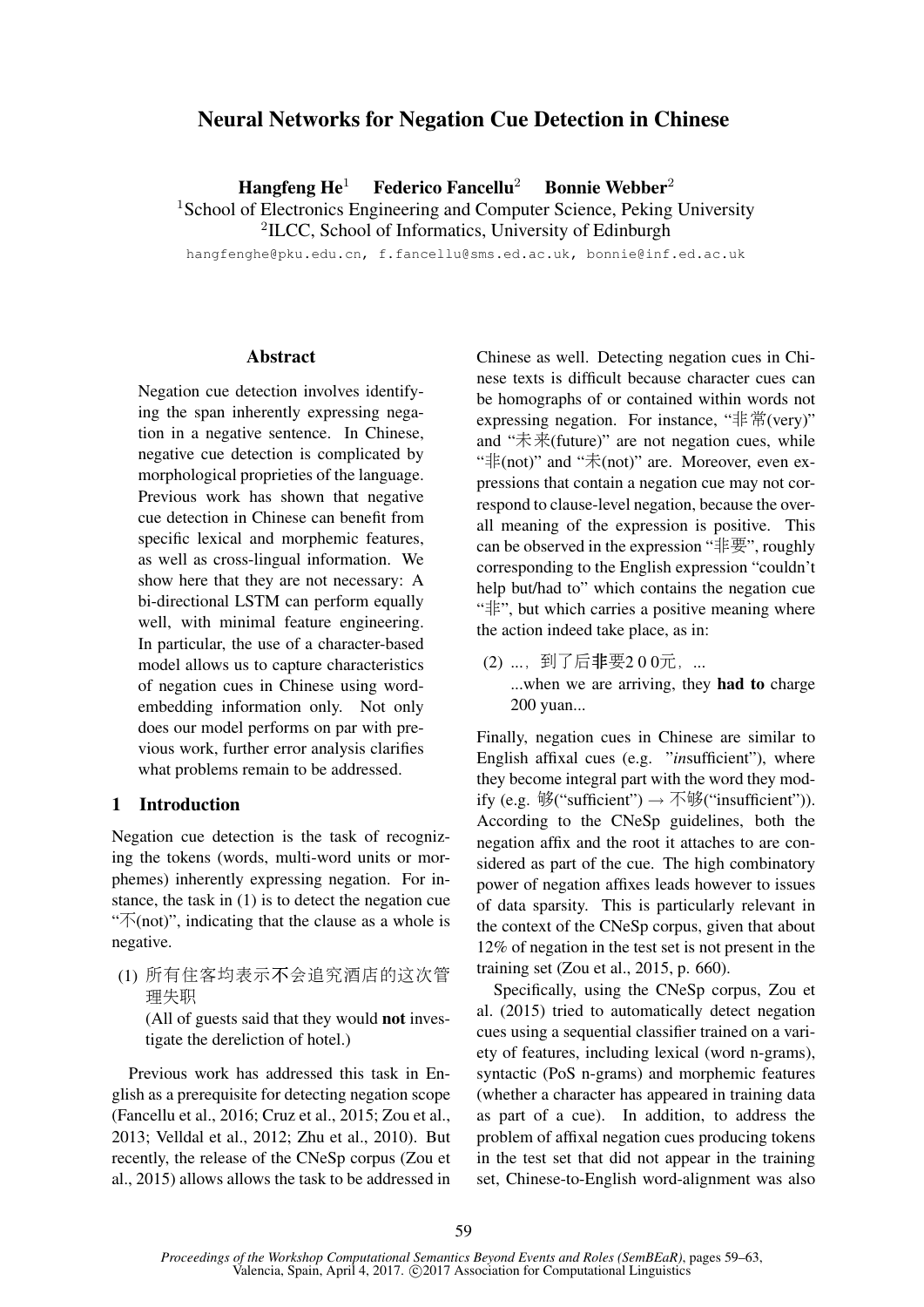# Neural Networks for Negation Cue Detection in Chinese

**Hangfeng He**[1] **Federico Fancellu**[2] **Bonnie Webber**[2]

[1]School of Electronics Engineering and Computer Science, Peking University
[2]ILCC, School of Informatics, University of Edinburgh

hangfenghe@pku.edu.cn, f.fancellu@sms.ed.ac.uk, bonnie@inf.ed.ac.uk

## Abstract

Negation cue detection involves identifying the span inherently expressing negation in a negative sentence. In Chinese, negative cue detection is complicated by morphological proprieties of the language. Previous work has shown that negative cue detection in Chinese can benefit from specific lexical and morphemic features, as well as cross-lingual information. We show here that they are not necessary: A bi-directional LSTM can perform equally well, with minimal feature engineering. In particular, the use of a character-based model allows us to capture characteristics of negation cues in Chinese using word-embedding information only. Not only does our model performs on par with previous work, further error analysis clarifies what problems remain to be addressed.

## 1 Introduction

Negation cue detection is the task of recognizing the tokens (words, multi-word units or morphemes) inherently expressing negation. For instance, the task in (1) is to detect the negation cue "不(not)", indicating that the clause as a whole is negative.

(1) 所有住客均表示**不**会追究酒店的这次管理失职
(All of guests said that they would **not** investigate the dereliction of hotel.)

Previous work has addressed this task in English as a prerequisite for detecting negation scope (Fancellu et al., 2016; Cruz et al., 2015; Zou et al., 2013; Velldal et al., 2012; Zhu et al., 2010). But recently, the release of the CNeSp corpus (Zou et al., 2015) allows allows the task to be addressed in Chinese as well. Detecting negation cues in Chinese texts is difficult because character cues can be homographs of or contained within words not expressing negation. For instance, "非常(very)" and "未来(future)" are not negation cues, while "非(not)" and "未(not)" are. Moreover, even expressions that contain a negation cue may not correspond to clause-level negation, because the overall meaning of the expression is positive. This can be observed in the expression "非要", roughly corresponding to the English expression "couldn't help but/had to" which contains the negation cue "非", but which carries a positive meaning where the action indeed take place, as in:

(2) ...，到了后**非**要2 0 0元，...
...when we are arriving, they **had to** charge 200 yuan...

Finally, negation cues in Chinese are similar to English affixal cues (e.g. "*in*sufficient"), where they become integral part with the word they modify (e.g. 够("sufficient") → 不够("insufficient")). According to the CNeSp guidelines, both the negation affix and the root it attaches to are considered as part of the cue. The high combinatory power of negation affixes leads however to issues of data sparsity. This is particularly relevant in the context of the CNeSp corpus, given that about 12% of negation in the test set is not present in the training set (Zou et al., 2015, p. 660).

Specifically, using the CNeSp corpus, Zou et al. (2015) tried to automatically detect negation cues using a sequential classifier trained on a variety of features, including lexical (word n-grams), syntactic (PoS n-grams) and morphemic features (whether a character has appeared in training data as part of a cue). In addition, to address the problem of affixal negation cues producing tokens in the test set that did not appear in the training set, Chinese-to-English word-alignment was also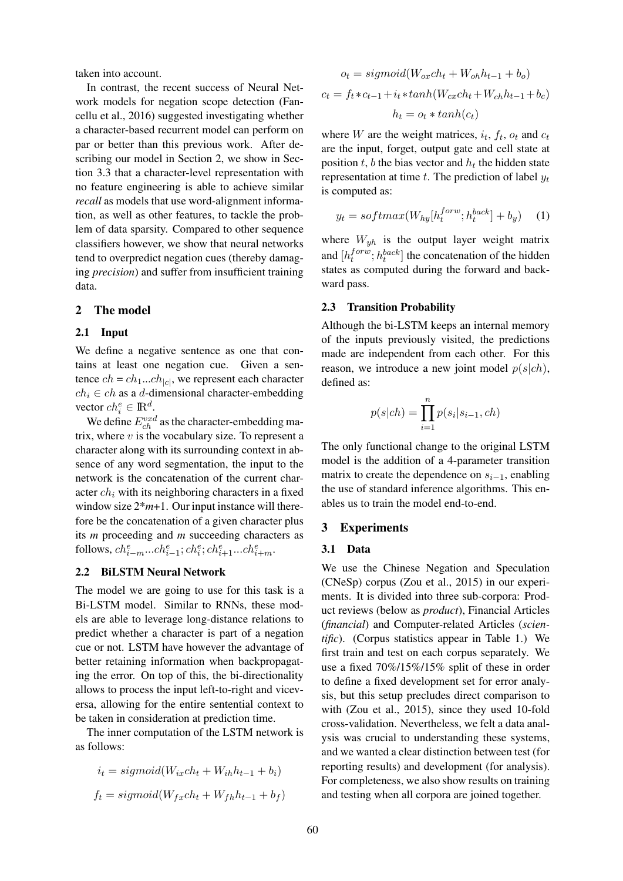taken into account.

In contrast, the recent success of Neural Network models for negation scope detection (Fancellu et al., 2016) suggested investigating whether a character-based recurrent model can perform on par or better than this previous work. After describing our model in Section 2, we show in Section 3.3 that a character-level representation with no feature engineering is able to achieve similar *recall* as models that use word-alignment information, as well as other features, to tackle the problem of data sparsity. Compared to other sequence classifiers however, we show that neural networks tend to overpredict negation cues (thereby damaging *precision*) and suffer from insufficient training data.

## 2 The model

### 2.1 Input

We define a negative sentence as one that contains at least one negation cue. Given a sentence $ch = ch_1...ch_{|c|}$, we represent each character $ch_i \in ch$ as a $d$-dimensional character-embedding vector $ch_i^e \in \mathbb{R}^d$.

We define $E_{ch}^{vxd}$ as the character-embedding matrix, where $v$ is the vocabulary size. To represent a character along with its surrounding context in absence of any word segmentation, the input to the network is the concatenation of the current character $ch_i$ with its neighboring characters in a fixed window size 2\**m*+1. Our input instance will therefore be the concatenation of a given character plus its *m* proceeding and *m* succeeding characters as follows, $ch_{i-m}^e...ch_{i-1}^e; ch_i^e; ch_{i+1}^e...ch_{i+m}^e$.

### 2.2 BiLSTM Neural Network

The model we are going to use for this task is a Bi-LSTM model. Similar to RNNs, these models are able to leverage long-distance relations to predict whether a character is part of a negation cue or not. LSTM have however the advantage of better retaining information when backpropagating the error. On top of this, the bi-directionality allows to process the input left-to-right and viceversa, allowing for the entire sentential context to be taken in consideration at prediction time.

The inner computation of the LSTM network is as follows:

$$i_t = sigmoid(W_{ix}ch_t + W_{ih}h_{t-1} + b_i)$$

$$f_t = sigmoid(W_{fx}ch_t + W_{fh}h_{t-1} + b_f)$$

$$o_t = sigmoid(W_{ox}ch_t + W_{oh}h_{t-1} + b_o)$$

$$c_t = f_t * c_{t-1} + i_t * tanh(W_{cx}ch_t + W_{ch}h_{t-1} + b_c)$$

$$h_t = o_t * tanh(c_t)$$

where $W$ are the weight matrices, $i_t$, $f_t$, $o_t$ and $c_t$ are the input, forget, output gate and cell state at position $t$, $b$ the bias vector and $h_t$ the hidden state representation at time $t$. The prediction of label $y_t$ is computed as:

$$y_t = softmax(W_{hy}[h_t^{forw}; h_t^{back}] + b_y) \quad (1)$$

where $W_{yh}$ is the output layer weight matrix and $[h_t^{forw}; h_t^{back}]$ the concatenation of the hidden states as computed during the forward and backward pass.

### 2.3 Transition Probability

Although the bi-LSTM keeps an internal memory of the inputs previously visited, the predictions made are independent from each other. For this reason, we introduce a new joint model $p(s|ch)$, defined as:

$$p(s|ch) = \prod_{i=1}^{n} p(s_i|s_{i-1}, ch)$$

The only functional change to the original LSTM model is the addition of a 4-parameter transition matrix to create the dependence on $s_{i-1}$, enabling the use of standard inference algorithms. This enables us to train the model end-to-end.

## 3 Experiments

### 3.1 Data

We use the Chinese Negation and Speculation (CNeSp) corpus (Zou et al., 2015) in our experiments. It is divided into three sub-corpora: Product reviews (below as *product*), Financial Articles (*financial*) and Computer-related Articles (*scientific*). (Corpus statistics appear in Table 1.) We first train and test on each corpus separately. We use a fixed 70%/15%/15% split of these in order to define a fixed development set for error analysis, but this setup precludes direct comparison to with (Zou et al., 2015), since they used 10-fold cross-validation. Nevertheless, we felt a data analysis was crucial to understanding these systems, and we wanted a clear distinction between test (for reporting results) and development (for analysis). For completeness, we also show results on training and testing when all corpora are joined together.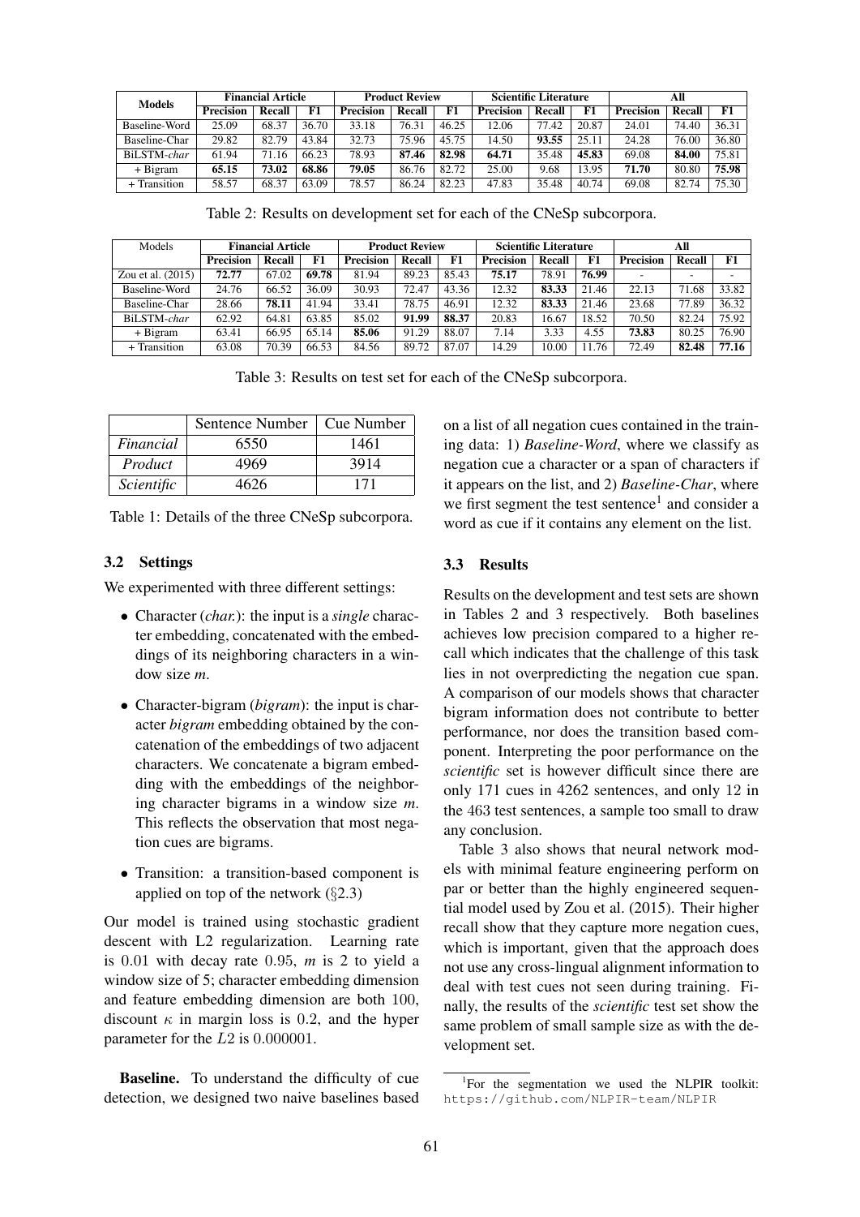| Models | Financial Article | | | Product Review | | | Scientific Literature | | | All | | |
|---|---|---|---|---|---|---|---|---|---|---|---|---|
| | Precision | Recall | F1 | Precision | Recall | F1 | Precision | Recall | F1 | Precision | Recall | F1 |
| Baseline-Word | 25.09 | 68.37 | 36.70 | 33.18 | 76.31 | 46.25 | 12.06 | 77.42 | 20.87 | 24.01 | 74.40 | 36.31 |
| Baseline-Char | 29.82 | 82.79 | 43.84 | 32.73 | 75.96 | 45.75 | 14.50 | **93.55** | 25.11 | 24.28 | 76.00 | 36.80 |
| BiLSTM-*char* | 61.94 | 71.16 | 66.23 | 78.93 | **87.46** | **82.98** | **64.71** | 35.48 | **45.83** | 69.08 | **84.00** | 75.81 |
| + Bigram | **65.15** | **73.02** | **68.86** | **79.05** | 86.76 | 82.72 | 25.00 | 9.68 | 13.95 | **71.70** | 80.80 | **75.98** |
| + Transition | 58.57 | 68.37 | 63.09 | 78.57 | 86.24 | 82.23 | 47.83 | 35.48 | 40.74 | 69.08 | 82.74 | 75.30 |

Table 2: Results on development set for each of the CNeSp subcorpora.

| Models | Financial Article | | | Product Review | | | Scientific Literature | | | All | | |
|---|---|---|---|---|---|---|---|---|---|---|---|---|
| | Precision | Recall | F1 | Precision | Recall | F1 | Precision | Recall | F1 | Precision | Recall | F1 |
| Zou et al. (2015) | **72.77** | 67.02 | **69.78** | 81.94 | 89.23 | 85.43 | **75.17** | 78.91 | **76.99** | - | - | - |
| Baseline-Word | 24.76 | 66.52 | 36.09 | 30.93 | 72.47 | 43.36 | 12.32 | **83.33** | 21.46 | 22.13 | 71.68 | 33.82 |
| Baseline-Char | 28.66 | **78.11** | 41.94 | 33.41 | 78.75 | 46.91 | 12.32 | **83.33** | 21.46 | 23.68 | 77.89 | 36.32 |
| BiLSTM-*char* | 62.92 | 64.81 | 63.85 | 85.02 | **91.99** | **88.37** | 20.83 | 16.67 | 18.52 | 70.50 | 82.24 | 75.92 |
| + Bigram | 63.41 | 66.95 | 65.14 | **85.06** | 91.29 | 88.07 | 7.14 | 3.33 | 4.55 | **73.83** | 80.25 | 76.90 |
| + Transition | 63.08 | 70.39 | 66.53 | 84.56 | 89.72 | 87.07 | 14.29 | 10.00 | 11.76 | 72.49 | **82.48** | **77.16** |

Table 3: Results on test set for each of the CNeSp subcorpora.

| | Sentence Number | Cue Number |
|---|---|---|
| *Financial* | 6550 | 1461 |
| *Product* | 4969 | 3914 |
| *Scientific* | 4626 | 171 |

Table 1: Details of the three CNeSp subcorpora.

### 3.2 Settings

We experimented with three different settings:

- Character (*char.*): the input is a *single* character embedding, concatenated with the embeddings of its neighboring characters in a window size *m*.
- Character-bigram (*bigram*): the input is character *bigram* embedding obtained by the concatenation of the embeddings of two adjacent characters. We concatenate a bigram embedding with the embeddings of the neighboring character bigrams in a window size *m*. This reflects the observation that most negation cues are bigrams.
- Transition: a transition-based component is applied on top of the network (§2.3)

Our model is trained using stochastic gradient descent with L2 regularization. Learning rate is 0.01 with decay rate 0.95, *m* is 2 to yield a window size of 5; character embedding dimension and feature embedding dimension are both 100, discount $\kappa$ in margin loss is 0.2, and the hyper parameter for the $L2$ is 0.000001.

**Baseline.** To understand the difficulty of cue detection, we designed two naive baselines based on a list of all negation cues contained in the training data: 1) *Baseline-Word*, where we classify as negation cue a character or a span of characters if it appears on the list, and 2) *Baseline-Char*, where we first segment the test sentence[1] and consider a word as cue if it contains any element on the list.

### 3.3 Results

Results on the development and test sets are shown in Tables 2 and 3 respectively. Both baselines achieves low precision compared to a higher recall which indicates that the challenge of this task lies in not overpredicting the negation cue span. A comparison of our models shows that character bigram information does not contribute to better performance, nor does the transition based component. Interpreting the poor performance on the *scientific* set is however difficult since there are only 171 cues in 4262 sentences, and only 12 in the 463 test sentences, a sample too small to draw any conclusion.

Table 3 also shows that neural network models with minimal feature engineering perform on par or better than the highly engineered sequential model used by Zou et al. (2015). Their higher recall show that they capture more negation cues, which is important, given that the approach does not use any cross-lingual alignment information to deal with test cues not seen during training. Finally, the results of the *scientific* test set show the same problem of small sample size as with the development set.

[1] For the segmentation we used the NLPIR toolkit: https://github.com/NLPIR-team/NLPIR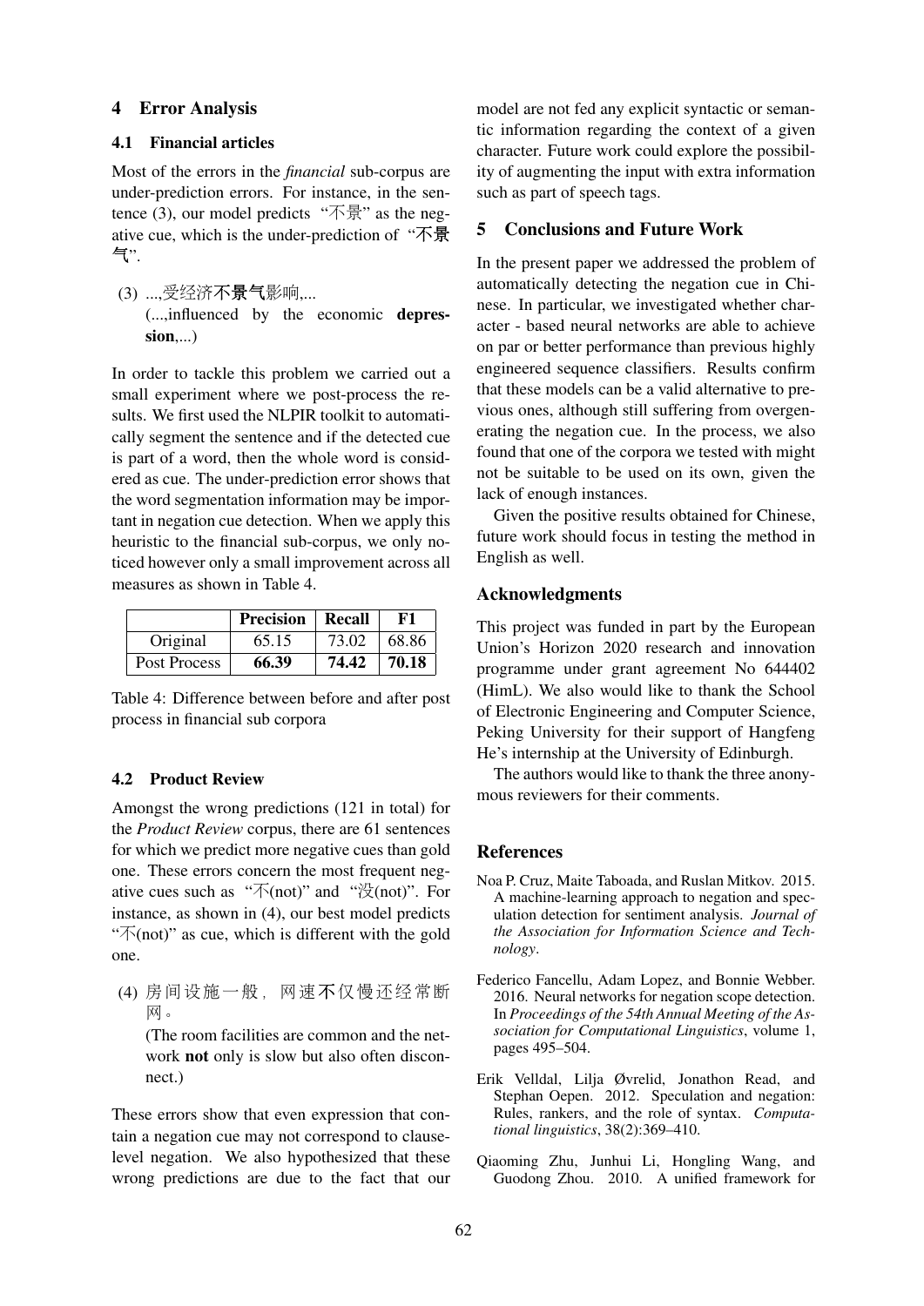## 4 Error Analysis

### 4.1 Financial articles

Most of the errors in the *financial* sub-corpus are under-prediction errors. For instance, in the sentence (3), our model predicts "不景" as the negative cue, which is the under-prediction of "**不景气**".

(3) ...,受经济**不景气**影响,...
(...,influenced by the economic **depression**,...)

In order to tackle this problem we carried out a small experiment where we post-process the results. We first used the NLPIR toolkit to automatically segment the sentence and if the detected cue is part of a word, then the whole word is considered as cue. The under-prediction error shows that the word segmentation information may be important in negation cue detection. When we apply this heuristic to the financial sub-corpus, we only noticed however only a small improvement across all measures as shown in Table 4.

| | **Precision** | **Recall** | **F1** |
|---|---|---|---|
| Original | 65.15 | 73.02 | 68.86 |
| Post Process | **66.39** | **74.42** | **70.18** |

Table 4: Difference between before and after post process in financial sub corpora

### 4.2 Product Review

Amongst the wrong predictions (121 in total) for the *Product Review* corpus, there are 61 sentences for which we predict more negative cues than gold one. These errors concern the most frequent negative cues such as "不(not)" and "没(not)". For instance, as shown in (4), our best model predicts "不(not)" as cue, which is different with the gold one.

(4) 房间设施一般，网速**不**仅慢还经常断网。
(The room facilities are common and the network **not** only is slow but also often disconnect.)

These errors show that even expression that contain a negation cue may not correspond to clause-level negation. We also hypothesized that these wrong predictions are due to the fact that our model are not fed any explicit syntactic or semantic information regarding the context of a given character. Future work could explore the possibility of augmenting the input with extra information such as part of speech tags.

## 5 Conclusions and Future Work

In the present paper we addressed the problem of automatically detecting the negation cue in Chinese. In particular, we investigated whether character - based neural networks are able to achieve on par or better performance than previous highly engineered sequence classifiers. Results confirm that these models can be a valid alternative to previous ones, although still suffering from overgenerating the negation cue. In the process, we also found that one of the corpora we tested with might not be suitable to be used on its own, given the lack of enough instances.

Given the positive results obtained for Chinese, future work should focus in testing the method in English as well.

## Acknowledgments

This project was funded in part by the European Union's Horizon 2020 research and innovation programme under grant agreement No 644402 (HimL). We also would like to thank the School of Electronic Engineering and Computer Science, Peking University for their support of Hangfeng He's internship at the University of Edinburgh.

The authors would like to thank the three anonymous reviewers for their comments.

## References

Noa P. Cruz, Maite Taboada, and Ruslan Mitkov. 2015. A machine-learning approach to negation and speculation detection for sentiment analysis. *Journal of the Association for Information Science and Technology*.

Federico Fancellu, Adam Lopez, and Bonnie Webber. 2016. Neural networks for negation scope detection. In *Proceedings of the 54th Annual Meeting of the Association for Computational Linguistics*, volume 1, pages 495–504.

Erik Velldal, Lilja Øvrelid, Jonathon Read, and Stephan Oepen. 2012. Speculation and negation: Rules, rankers, and the role of syntax. *Computational linguistics*, 38(2):369–410.

Qiaoming Zhu, Junhui Li, Hongling Wang, and Guodong Zhou. 2010. A unified framework for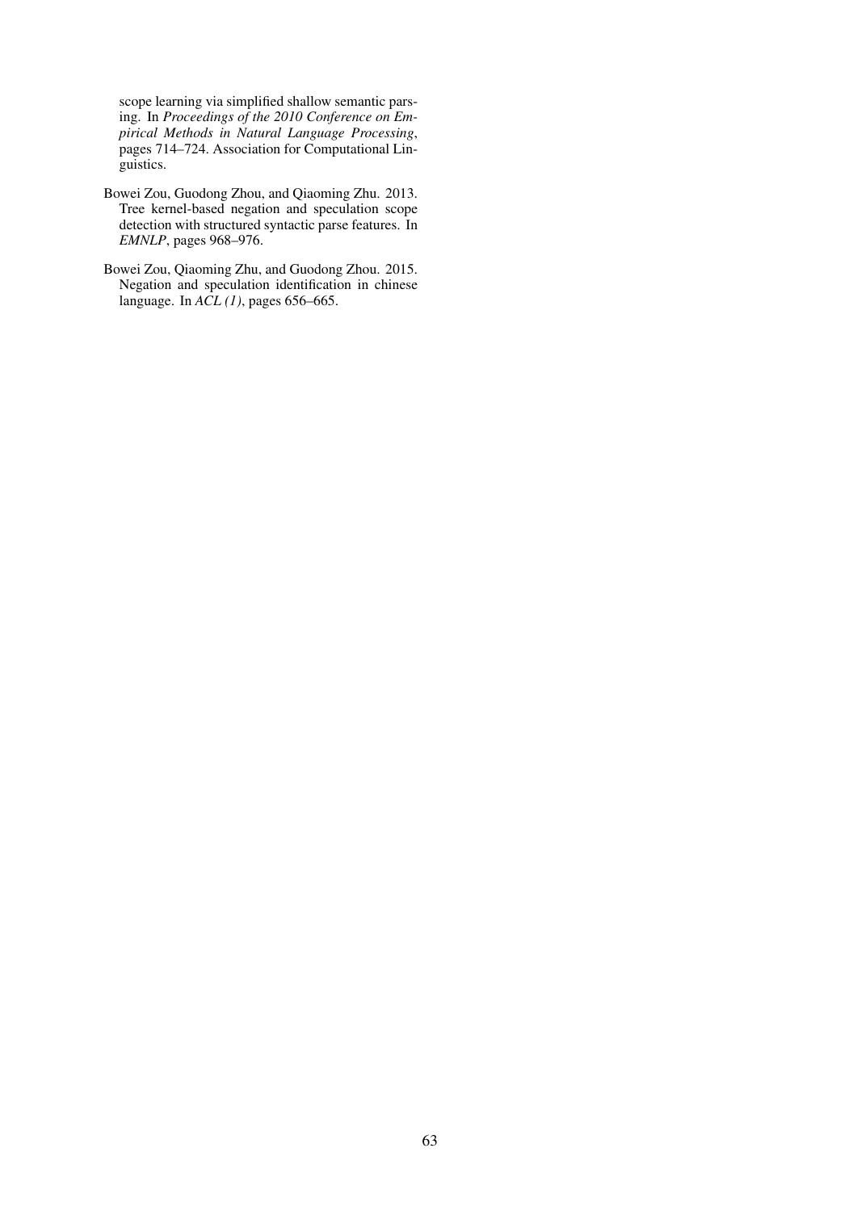scope learning via simplified shallow semantic parsing. In *Proceedings of the 2010 Conference on Empirical Methods in Natural Language Processing*, pages 714–724. Association for Computational Linguistics.

Bowei Zou, Guodong Zhou, and Qiaoming Zhu. 2013. Tree kernel-based negation and speculation scope detection with structured syntactic parse features. In *EMNLP*, pages 968–976.

Bowei Zou, Qiaoming Zhu, and Guodong Zhou. 2015. Negation and speculation identification in chinese language. In *ACL (1)*, pages 656–665.